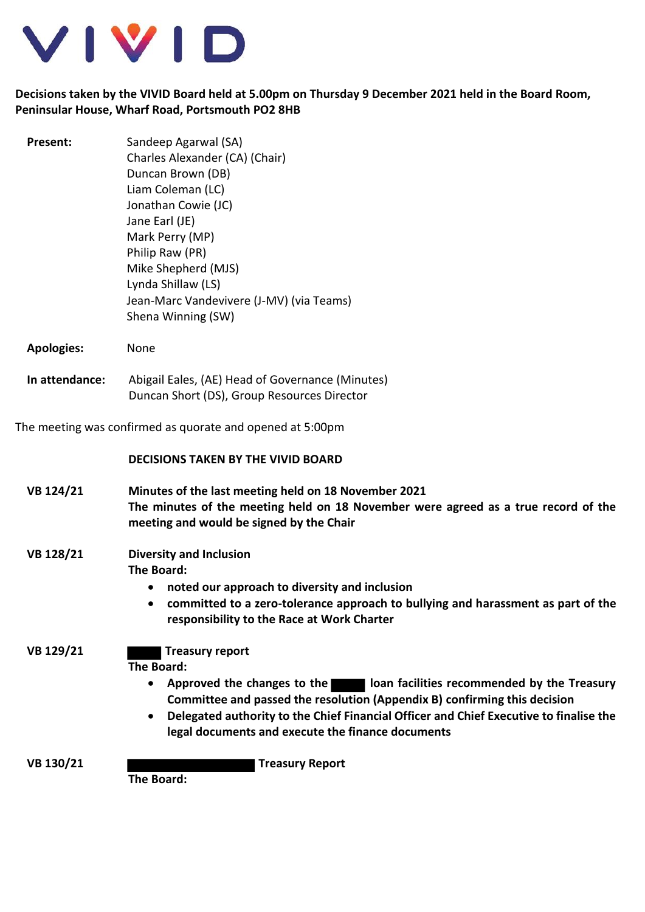VIVID

**Decisions taken by the VIVID Board held at 5.00pm on Thursday 9 December 2021 held in the Board Room, Peninsular House, Wharf Road, Portsmouth PO2 8HB**

| | |
|---|---|
| **Present:** | Sandeep Agarwal (SA) |
| | Charles Alexander (CA) (Chair) |
| | Duncan Brown (DB) |
| | Liam Coleman (LC) |
| | Jonathan Cowie (JC) |
| | Jane Earl (JE) |
| | Mark Perry (MP) |
| | Philip Raw (PR) |
| | Mike Shepherd (MJS) |
| | Lynda Shillaw (LS) |
| | Jean-Marc Vandevivere (J-MV) (via Teams) |
| | Shena Winning (SW) |
| **Apologies:** | None |
| **In attendance:** | Abigail Eales, (AE) Head of Governance (Minutes) |
| | Duncan Short (DS), Group Resources Director |

The meeting was confirmed as quorate and opened at 5:00pm

**DECISIONS TAKEN BY THE VIVID BOARD**

**VB 124/21** — **Minutes of the last meeting held on 18 November 2021**

**The minutes of the meeting held on 18 November were agreed as a true record of the meeting and would be signed by the Chair**

**VB 128/21** — **Diversity and Inclusion**

**The Board:**

- **noted our approach to diversity and inclusion**
- **committed to a zero-tolerance approach to bullying and harassment as part of the responsibility to the Race at Work Charter**

**VB 129/21** — **[REDACTED] Treasury report**

**The Board:**

- **Approved the changes to the [REDACTED] loan facilities recommended by the Treasury Committee and passed the resolution (Appendix B) confirming this decision**
- **Delegated authority to the Chief Financial Officer and Chief Executive to finalise the legal documents and execute the finance documents**

**VB 130/21** — **[REDACTED] Treasury Report**

**The Board:**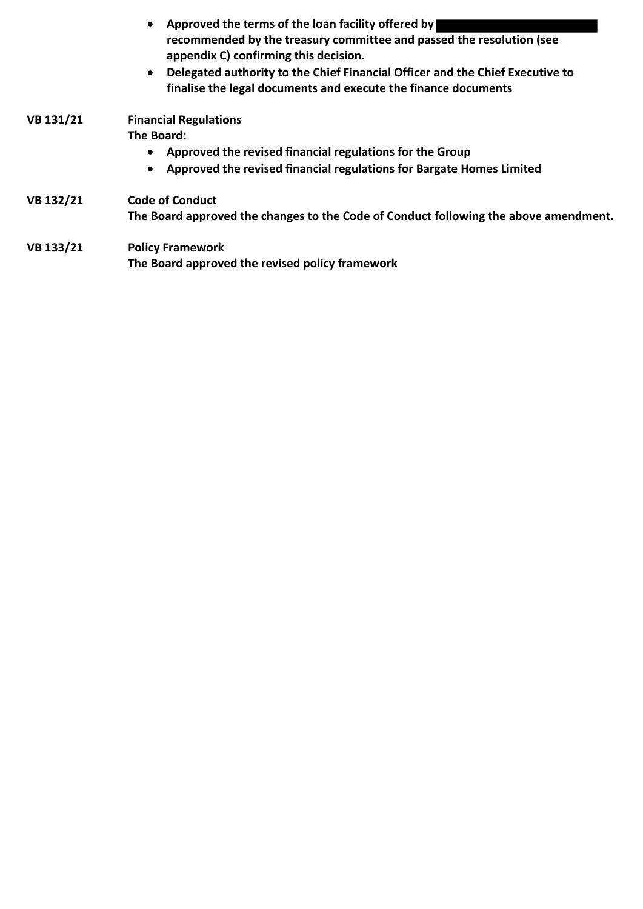- **Approved the terms of the loan facility offered by ██████████ recommended by the treasury committee and passed the resolution (see appendix C) confirming this decision.**
- **Delegated authority to the Chief Financial Officer and the Chief Executive to finalise the legal documents and execute the finance documents**

**VB 131/21 Financial Regulations**

**The Board:**

- **Approved the revised financial regulations for the Group**
- **Approved the revised financial regulations for Bargate Homes Limited**

**VB 132/21 Code of Conduct**

**The Board approved the changes to the Code of Conduct following the above amendment.**

**VB 133/21 Policy Framework**

**The Board approved the revised policy framework**